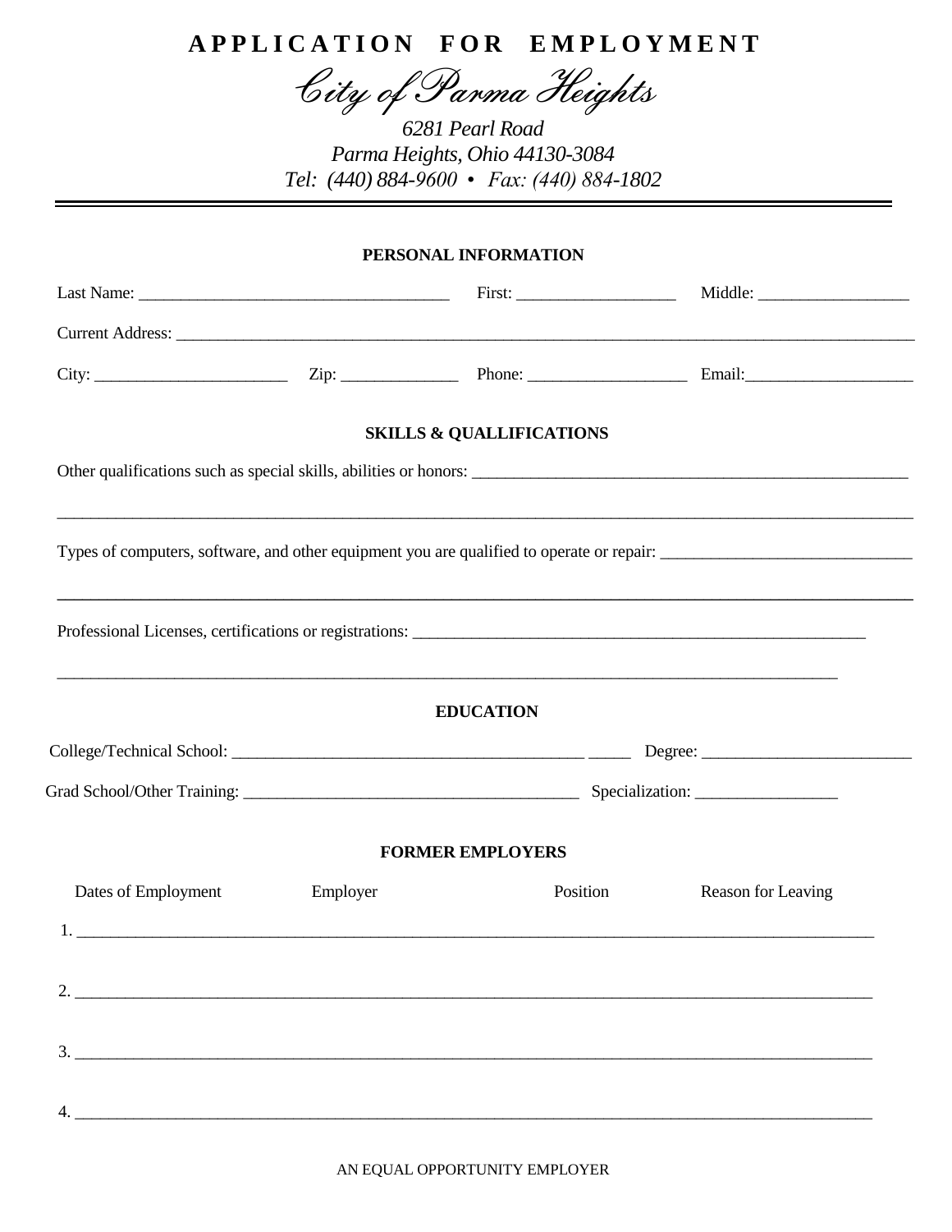# APPLICATION FOR EMPLOYMENT

## *City of Parma Heights*

*6281 Pearl Road*
*Parma Heights, Ohio 44130-3084*
*Tel: (440) 884-9600 • Fax: (440) 884-1802*

---

### PERSONAL INFORMATION

Last Name: ____________________________________ First: ___________________ Middle: __________________

Current Address: ____________________________________________________________________________________

City: _______________________ Zip: ______________ Phone: ___________________ Email:____________________

### SKILLS & QUALLIFICATIONS

Other qualifications such as special skills, abilities or honors: ____________________________________________________

____________________________________________________________________________________________________

Types of computers, software, and other equipment you are qualified to operate or repair: ______________________________

____________________________________________________________________________________________________

Professional Licenses, certifications or registrations: ________________________________________________________

____________________________________________________________________________________________

### EDUCATION

College/Technical School: __________________________________________ _____ Degree: _________________________

Grad School/Other Training: ________________________________________ Specialization: _________________

### FORMER EMPLOYERS

| Dates of Employment | Employer | Position | Reason for Leaving |
|---|---|---|---|
| 1. | | | |
| 2. | | | |
| 3. | | | |
| 4. | | | |

AN EQUAL OPPORTUNITY EMPLOYER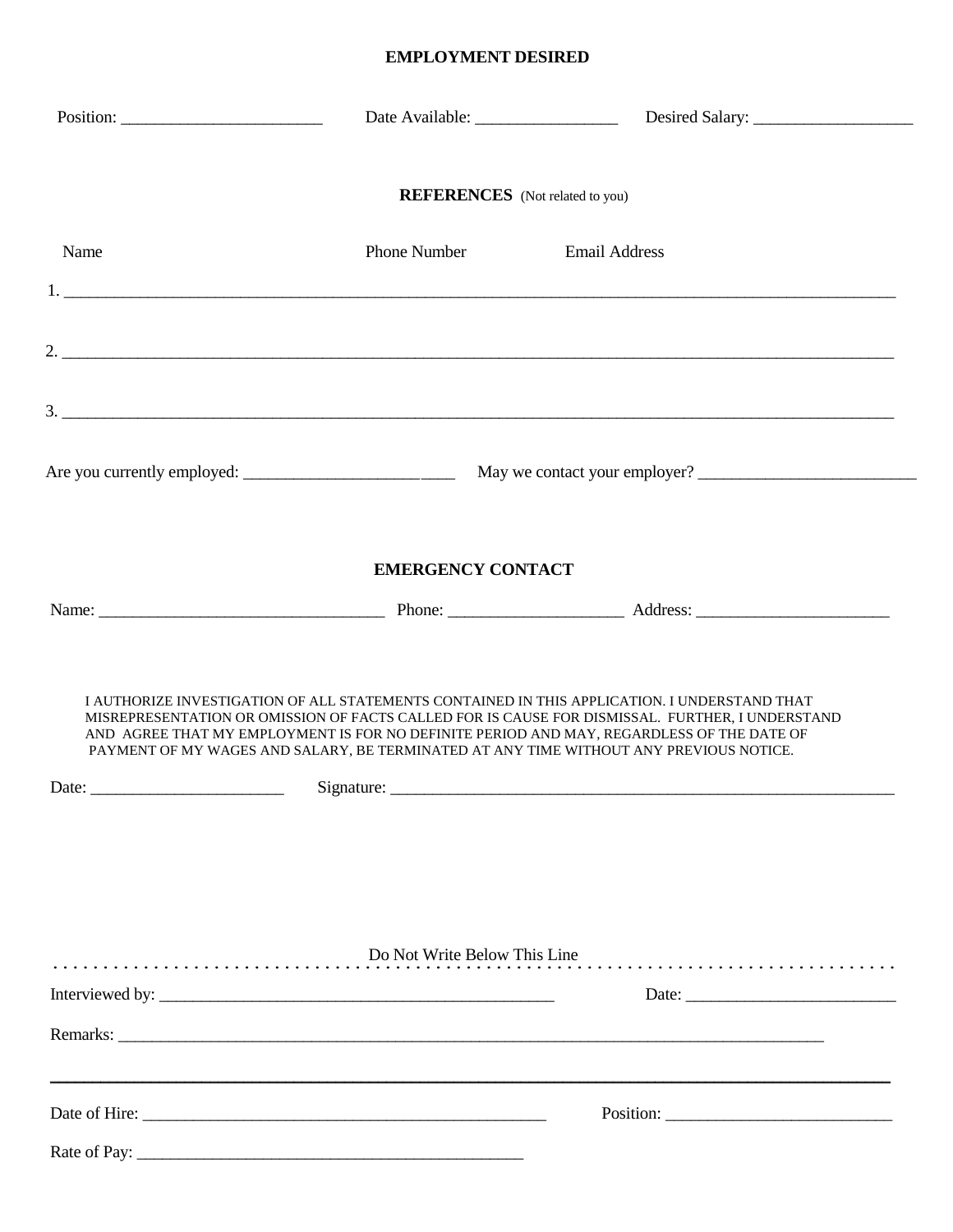## EMPLOYMENT DESIRED

Position: ________________________ Date Available: _________________ Desired Salary: ___________________

## REFERENCES (Not related to you)

Name Phone Number Email Address

1. ____________________________________________________________________________________________________

2. ____________________________________________________________________________________________________

3. ____________________________________________________________________________________________________

Are you currently employed: ________________________ May we contact your employer? __________________________

## EMERGENCY CONTACT

Name: __________________________________ Phone: ____________________ Address: _______________________

I AUTHORIZE INVESTIGATION OF ALL STATEMENTS CONTAINED IN THIS APPLICATION. I UNDERSTAND THAT MISREPRESENTATION OR OMISSION OF FACTS CALLED FOR IS CAUSE FOR DISMISSAL. FURTHER, I UNDERSTAND AND AGREE THAT MY EMPLOYMENT IS FOR NO DEFINITE PERIOD AND MAY, REGARDLESS OF THE DATE OF PAYMENT OF MY WAGES AND SALARY, BE TERMINATED AT ANY TIME WITHOUT ANY PREVIOUS NOTICE.

Date: _______________________ Signature: _______________________________________________________________

Do Not Write Below This Line

Interviewed by: _______________________________________________ Date: _________________________

Remarks: ___________________________________________________________________________________________

Date of Hire: ________________________________________________ Position: __________________________

Rate of Pay: ______________________________________________